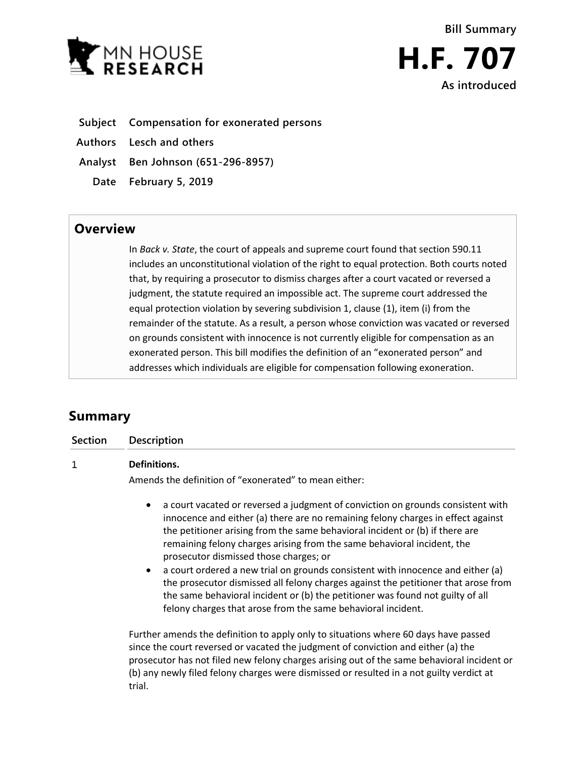MN HOUSE RESEARCH

**Bill Summary**

# H.F. 707

**As introduced**

| | |
|---|---|
| **Subject** | **Compensation for exonerated persons** |
| **Authors** | **Lesch and others** |
| **Analyst** | **Ben Johnson (651-296-8957)** |
| **Date** | **February 5, 2019** |

## Overview

In *Back v. State*, the court of appeals and supreme court found that section 590.11 includes an unconstitutional violation of the right to equal protection. Both courts noted that, by requiring a prosecutor to dismiss charges after a court vacated or reversed a judgment, the statute required an impossible act. The supreme court addressed the equal protection violation by severing subdivision 1, clause (1), item (i) from the remainder of the statute. As a result, a person whose conviction was vacated or reversed on grounds consistent with innocence is not currently eligible for compensation as an exonerated person. This bill modifies the definition of an "exonerated person" and addresses which individuals are eligible for compensation following exoneration.

## Summary

| Section | Description |
|---|---|
| 1 | **Definitions.** |

Amends the definition of "exonerated" to mean either:

- a court vacated or reversed a judgment of conviction on grounds consistent with innocence and either (a) there are no remaining felony charges in effect against the petitioner arising from the same behavioral incident or (b) if there are remaining felony charges arising from the same behavioral incident, the prosecutor dismissed those charges; or
- a court ordered a new trial on grounds consistent with innocence and either (a) the prosecutor dismissed all felony charges against the petitioner that arose from the same behavioral incident or (b) the petitioner was found not guilty of all felony charges that arose from the same behavioral incident.

Further amends the definition to apply only to situations where 60 days have passed since the court reversed or vacated the judgment of conviction and either (a) the prosecutor has not filed new felony charges arising out of the same behavioral incident or (b) any newly filed felony charges were dismissed or resulted in a not guilty verdict at trial.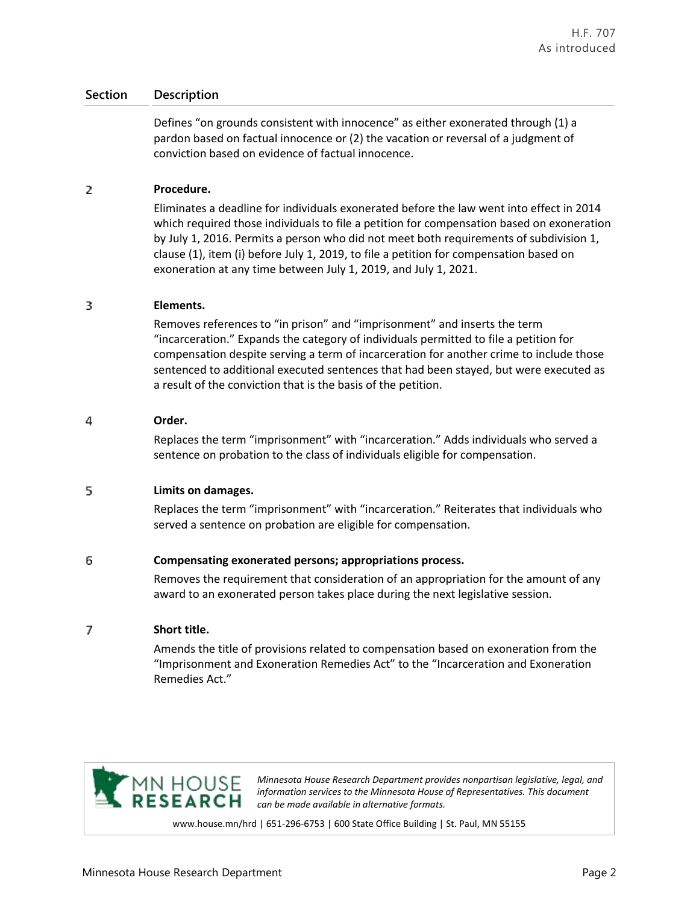| Section | Description |
|---|---|
| | Defines "on grounds consistent with innocence" as either exonerated through (1) a pardon based on factual innocence or (2) the vacation or reversal of a judgment of conviction based on evidence of factual innocence. |
| 2 | **Procedure.**<br>Eliminates a deadline for individuals exonerated before the law went into effect in 2014 which required those individuals to file a petition for compensation based on exoneration by July 1, 2016. Permits a person who did not meet both requirements of subdivision 1, clause (1), item (i) before July 1, 2019, to file a petition for compensation based on exoneration at any time between July 1, 2019, and July 1, 2021. |
| 3 | **Elements.**<br>Removes references to "in prison" and "imprisonment" and inserts the term "incarceration." Expands the category of individuals permitted to file a petition for compensation despite serving a term of incarceration for another crime to include those sentenced to additional executed sentences that had been stayed, but were executed as a result of the conviction that is the basis of the petition. |
| 4 | **Order.**<br>Replaces the term "imprisonment" with "incarceration." Adds individuals who served a sentence on probation to the class of individuals eligible for compensation. |
| 5 | **Limits on damages.**<br>Replaces the term "imprisonment" with "incarceration." Reiterates that individuals who served a sentence on probation are eligible for compensation. |
| 6 | **Compensating exonerated persons; appropriations process.**<br>Removes the requirement that consideration of an appropriation for the amount of any award to an exonerated person takes place during the next legislative session. |
| 7 | **Short title.**<br>Amends the title of provisions related to compensation based on exoneration from the "Imprisonment and Exoneration Remedies Act" to the "Incarceration and Exoneration Remedies Act." |

MN HOUSE RESEARCH

*Minnesota House Research Department provides nonpartisan legislative, legal, and information services to the Minnesota House of Representatives. This document can be made available in alternative formats.*

www.house.mn/hrd | 651-296-6753 | 600 State Office Building | St. Paul, MN 55155